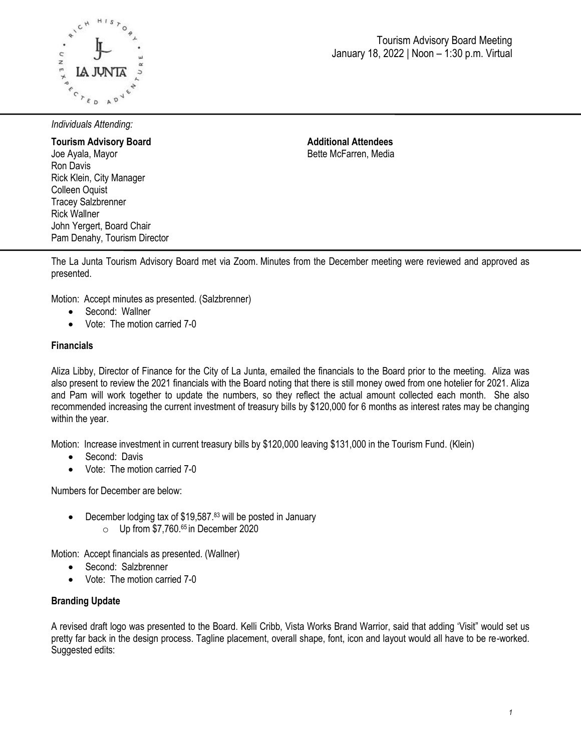Tourism Advisory Board Meeting
January 18, 2022 | Noon – 1:30 p.m. Virtual

*Individuals Attending:*

**Tourism Advisory Board**
Joe Ayala, Mayor
Ron Davis
Rick Klein, City Manager
Colleen Oquist
Tracey Salzbrenner
Rick Wallner
John Yergert, Board Chair
Pam Denahy, Tourism Director

**Additional Attendees**
Bette McFarren, Media

The La Junta Tourism Advisory Board met via Zoom. Minutes from the December meeting were reviewed and approved as presented.

Motion: Accept minutes as presented. (Salzbrenner)

- Second: Wallner
- Vote: The motion carried 7-0

**Financials**

Aliza Libby, Director of Finance for the City of La Junta, emailed the financials to the Board prior to the meeting. Aliza was also present to review the 2021 financials with the Board noting that there is still money owed from one hotelier for 2021. Aliza and Pam will work together to update the numbers, so they reflect the actual amount collected each month. She also recommended increasing the current investment of treasury bills by $120,000 for 6 months as interest rates may be changing within the year.

Motion: Increase investment in current treasury bills by $120,000 leaving $131,000 in the Tourism Fund. (Klein)

- Second: Davis
- Vote: The motion carried 7-0

Numbers for December are below:

- December lodging tax of $19,587.83 will be posted in January
  - Up from $7,760.65 in December 2020

Motion: Accept financials as presented. (Wallner)

- Second: Salzbrenner
- Vote: The motion carried 7-0

**Branding Update**

A revised draft logo was presented to the Board. Kelli Cribb, Vista Works Brand Warrior, said that adding 'Visit" would set us pretty far back in the design process. Tagline placement, overall shape, font, icon and layout would all have to be re-worked. Suggested edits: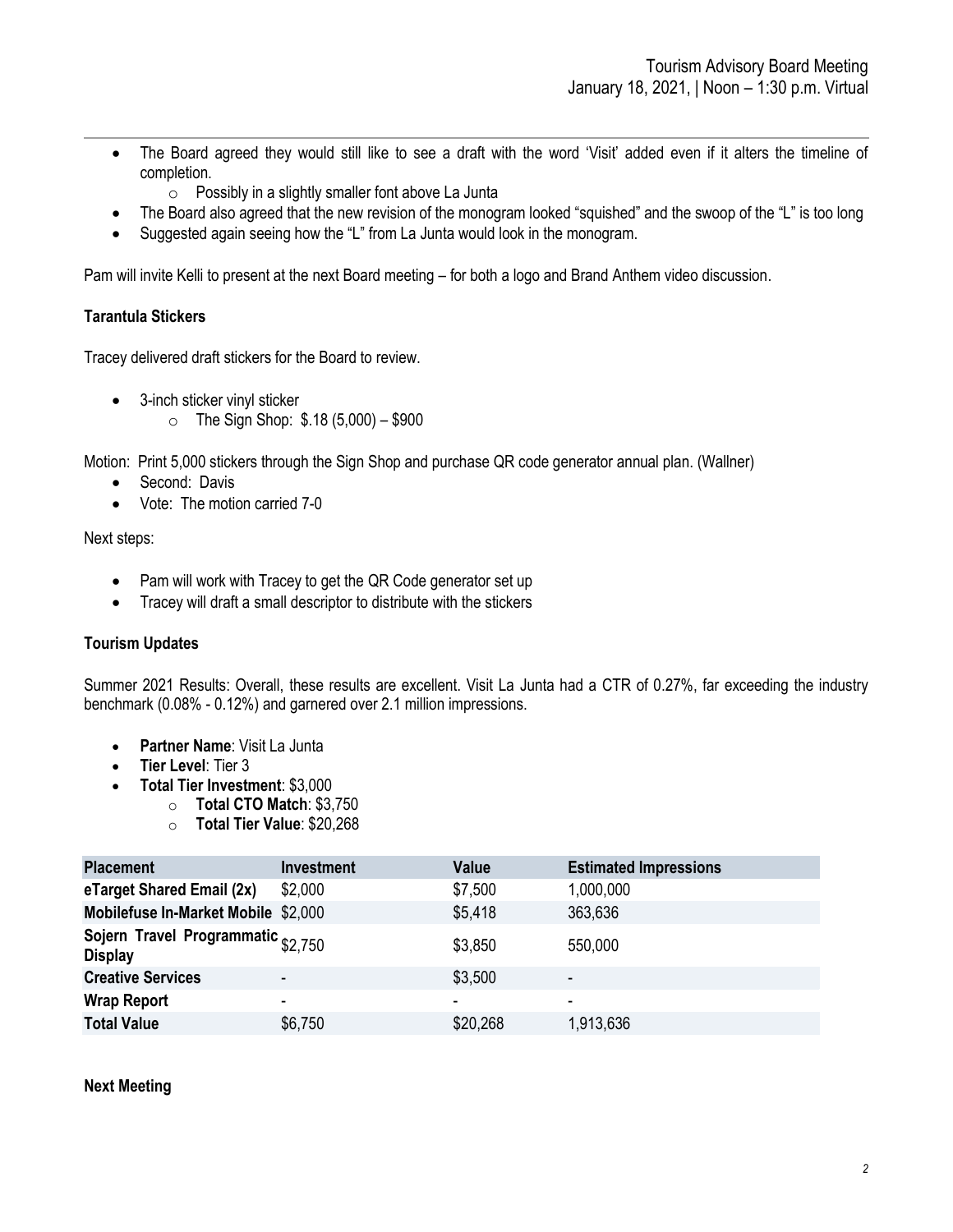- The Board agreed they would still like to see a draft with the word 'Visit' added even if it alters the timeline of completion.
    - Possibly in a slightly smaller font above La Junta
- The Board also agreed that the new revision of the monogram looked "squished" and the swoop of the "L" is too long
- Suggested again seeing how the "L" from La Junta would look in the monogram.

Pam will invite Kelli to present at the next Board meeting – for both a logo and Brand Anthem video discussion.

**Tarantula Stickers**

Tracey delivered draft stickers for the Board to review.

- 3-inch sticker vinyl sticker
    - The Sign Shop: $.18 (5,000) – $900

Motion: Print 5,000 stickers through the Sign Shop and purchase QR code generator annual plan. (Wallner)

- Second: Davis
- Vote: The motion carried 7-0

Next steps:

- Pam will work with Tracey to get the QR Code generator set up
- Tracey will draft a small descriptor to distribute with the stickers

**Tourism Updates**

Summer 2021 Results: Overall, these results are excellent. Visit La Junta had a CTR of 0.27%, far exceeding the industry benchmark (0.08% - 0.12%) and garnered over 2.1 million impressions.

- **Partner Name**: Visit La Junta
- **Tier Level**: Tier 3
- **Total Tier Investment**: $3,000
    - **Total CTO Match**: $3,750
    - **Total Tier Value**: $20,268

| Placement | Investment | Value | Estimated Impressions |
|---|---|---|---|
| **eTarget Shared Email (2x)** | $2,000 | $7,500 | 1,000,000 |
| **Mobilefuse In-Market Mobile** | $2,000 | $5,418 | 363,636 |
| **Sojern Travel Programmatic Display** | $2,750 | $3,850 | 550,000 |
| **Creative Services** | - | $3,500 | - |
| **Wrap Report** | - | - | - |
| **Total Value** | $6,750 | $20,268 | 1,913,636 |

**Next Meeting**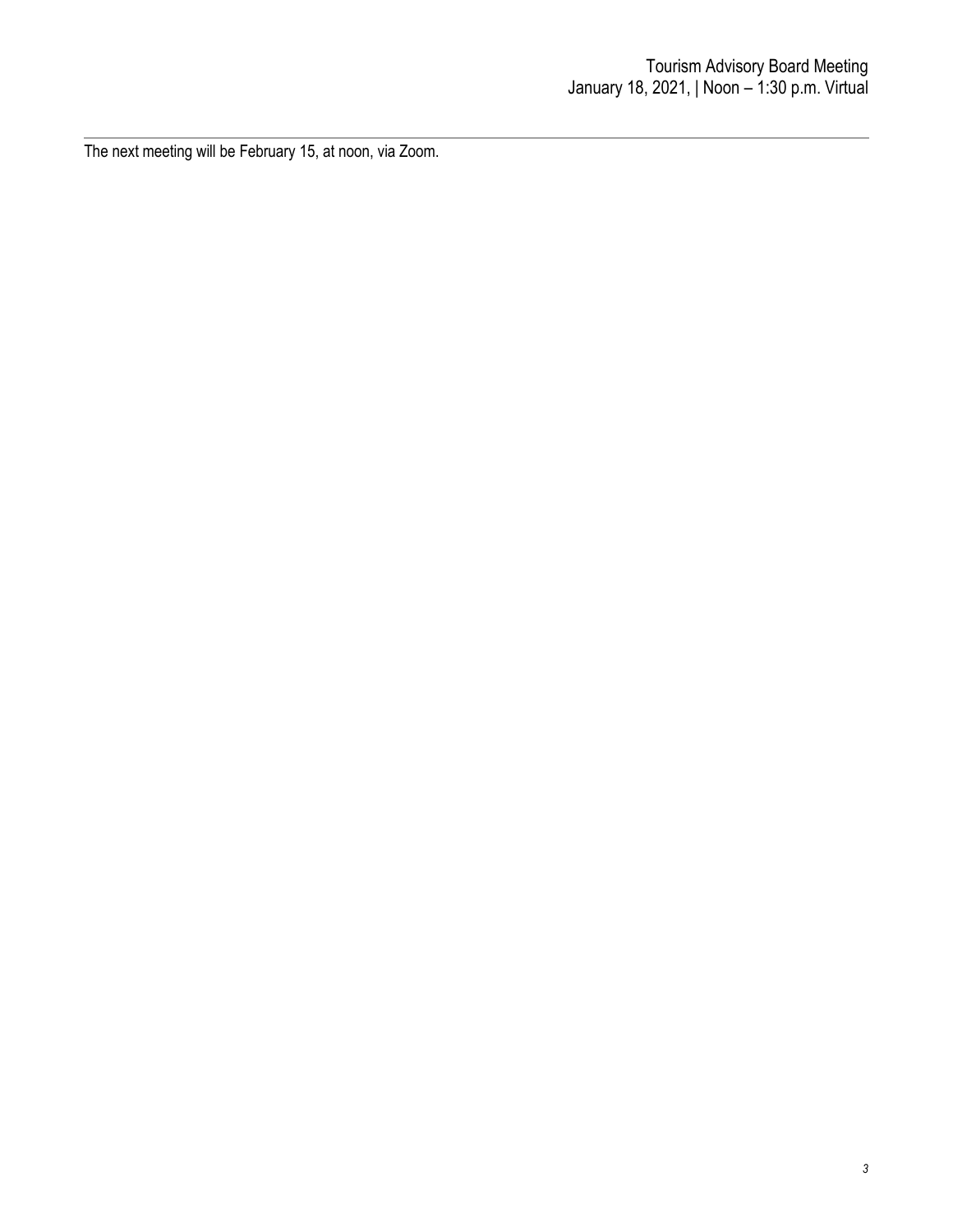The next meeting will be February 15, at noon, via Zoom.